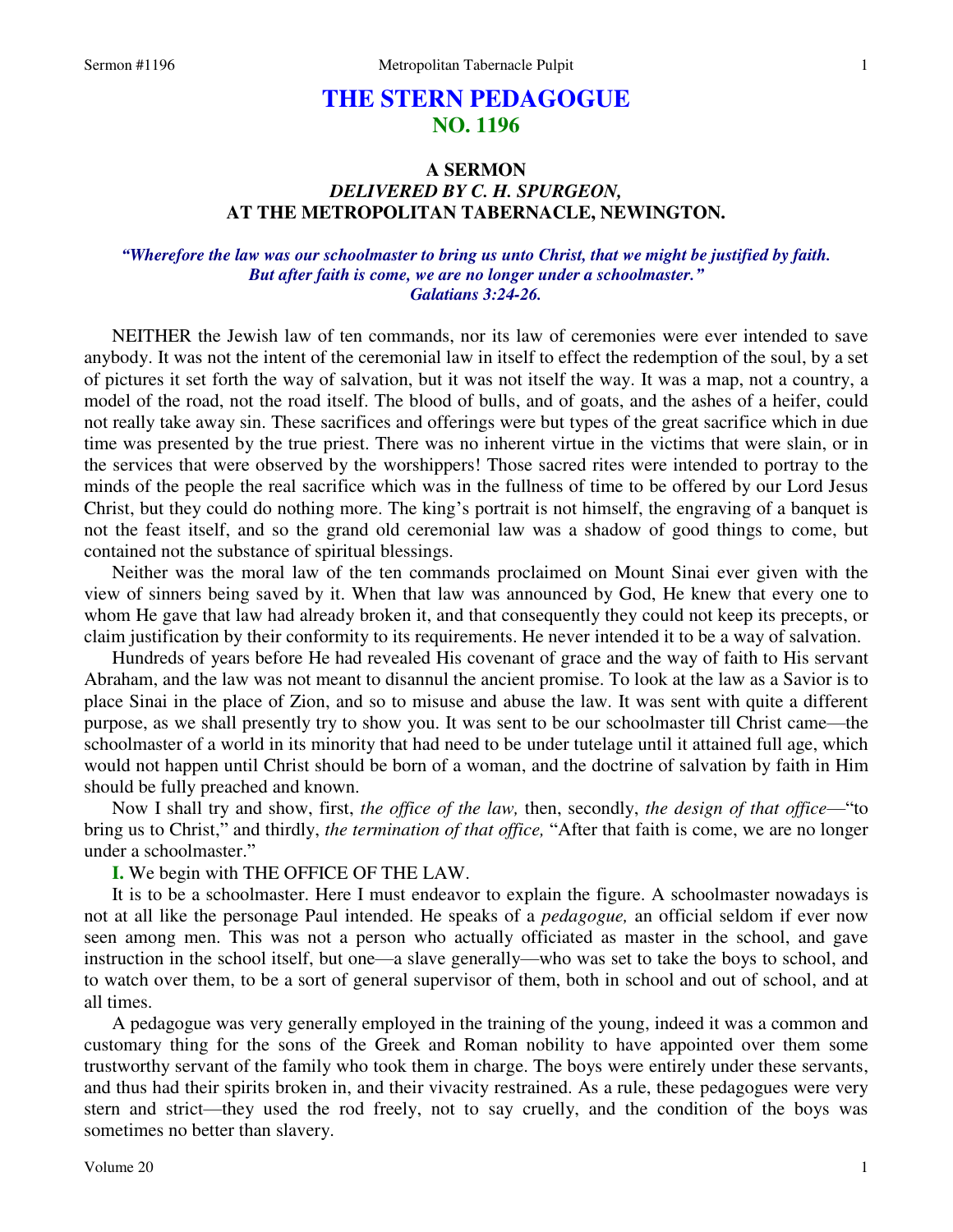# THE STERN PEDAGOGUE
## NO. 1196

### A SERMON
### *DELIVERED BY C. H. SPURGEON,*
### AT THE METROPOLITAN TABERNACLE, NEWINGTON.

*"Wherefore the law was our schoolmaster to bring us unto Christ, that we might be justified by faith. But after faith is come, we are no longer under a schoolmaster."*
*Galatians 3:24-26.*

NEITHER the Jewish law of ten commands, nor its law of ceremonies were ever intended to save anybody. It was not the intent of the ceremonial law in itself to effect the redemption of the soul, by a set of pictures it set forth the way of salvation, but it was not itself the way. It was a map, not a country, a model of the road, not the road itself. The blood of bulls, and of goats, and the ashes of a heifer, could not really take away sin. These sacrifices and offerings were but types of the great sacrifice which in due time was presented by the true priest. There was no inherent virtue in the victims that were slain, or in the services that were observed by the worshippers! Those sacred rites were intended to portray to the minds of the people the real sacrifice which was in the fullness of time to be offered by our Lord Jesus Christ, but they could do nothing more. The king's portrait is not himself, the engraving of a banquet is not the feast itself, and so the grand old ceremonial law was a shadow of good things to come, but contained not the substance of spiritual blessings.

Neither was the moral law of the ten commands proclaimed on Mount Sinai ever given with the view of sinners being saved by it. When that law was announced by God, He knew that every one to whom He gave that law had already broken it, and that consequently they could not keep its precepts, or claim justification by their conformity to its requirements. He never intended it to be a way of salvation.

Hundreds of years before He had revealed His covenant of grace and the way of faith to His servant Abraham, and the law was not meant to disannul the ancient promise. To look at the law as a Savior is to place Sinai in the place of Zion, and so to misuse and abuse the law. It was sent with quite a different purpose, as we shall presently try to show you. It was sent to be our schoolmaster till Christ came—the schoolmaster of a world in its minority that had need to be under tutelage until it attained full age, which would not happen until Christ should be born of a woman, and the doctrine of salvation by faith in Him should be fully preached and known.

Now I shall try and show, first, *the office of the law,* then, secondly, *the design of that office*—"to bring us to Christ," and thirdly, *the termination of that office,* "After that faith is come, we are no longer under a schoolmaster."

**I.** We begin with THE OFFICE OF THE LAW.

It is to be a schoolmaster. Here I must endeavor to explain the figure. A schoolmaster nowadays is not at all like the personage Paul intended. He speaks of a *pedagogue,* an official seldom if ever now seen among men. This was not a person who actually officiated as master in the school, and gave instruction in the school itself, but one—a slave generally—who was set to take the boys to school, and to watch over them, to be a sort of general supervisor of them, both in school and out of school, and at all times.

A pedagogue was very generally employed in the training of the young, indeed it was a common and customary thing for the sons of the Greek and Roman nobility to have appointed over them some trustworthy servant of the family who took them in charge. The boys were entirely under these servants, and thus had their spirits broken in, and their vivacity restrained. As a rule, these pedagogues were very stern and strict—they used the rod freely, not to say cruelly, and the condition of the boys was sometimes no better than slavery.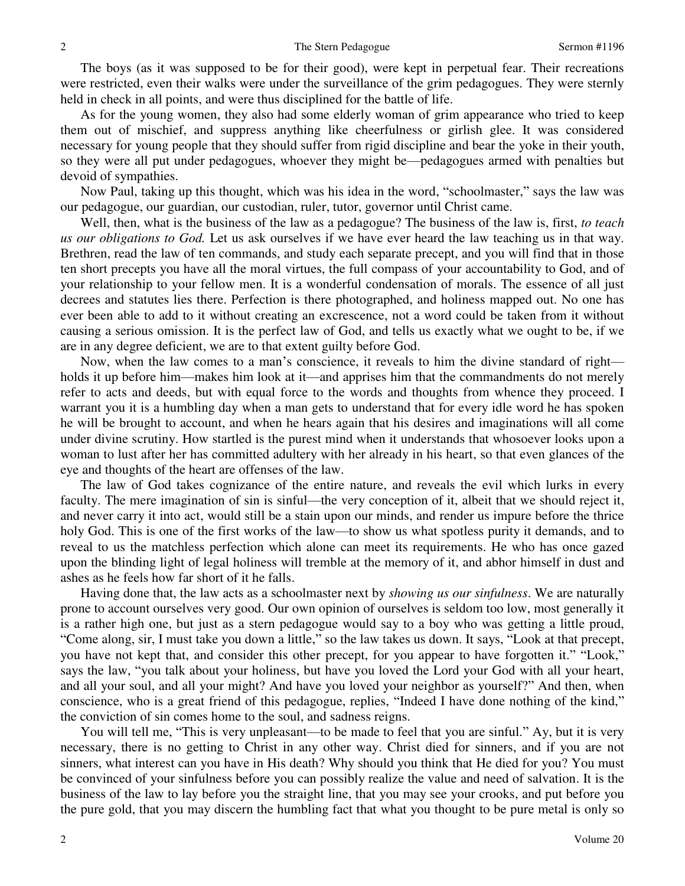The boys (as it was supposed to be for their good), were kept in perpetual fear. Their recreations were restricted, even their walks were under the surveillance of the grim pedagogues. They were sternly held in check in all points, and were thus disciplined for the battle of life.

As for the young women, they also had some elderly woman of grim appearance who tried to keep them out of mischief, and suppress anything like cheerfulness or girlish glee. It was considered necessary for young people that they should suffer from rigid discipline and bear the yoke in their youth, so they were all put under pedagogues, whoever they might be—pedagogues armed with penalties but devoid of sympathies.

Now Paul, taking up this thought, which was his idea in the word, "schoolmaster," says the law was our pedagogue, our guardian, our custodian, ruler, tutor, governor until Christ came.

Well, then, what is the business of the law as a pedagogue? The business of the law is, first, *to teach us our obligations to God.* Let us ask ourselves if we have ever heard the law teaching us in that way. Brethren, read the law of ten commands, and study each separate precept, and you will find that in those ten short precepts you have all the moral virtues, the full compass of your accountability to God, and of your relationship to your fellow men. It is a wonderful condensation of morals. The essence of all just decrees and statutes lies there. Perfection is there photographed, and holiness mapped out. No one has ever been able to add to it without creating an excrescence, not a word could be taken from it without causing a serious omission. It is the perfect law of God, and tells us exactly what we ought to be, if we are in any degree deficient, we are to that extent guilty before God.

Now, when the law comes to a man's conscience, it reveals to him the divine standard of right—holds it up before him—makes him look at it—and apprises him that the commandments do not merely refer to acts and deeds, but with equal force to the words and thoughts from whence they proceed. I warrant you it is a humbling day when a man gets to understand that for every idle word he has spoken he will be brought to account, and when he hears again that his desires and imaginations will all come under divine scrutiny. How startled is the purest mind when it understands that whosoever looks upon a woman to lust after her has committed adultery with her already in his heart, so that even glances of the eye and thoughts of the heart are offenses of the law.

The law of God takes cognizance of the entire nature, and reveals the evil which lurks in every faculty. The mere imagination of sin is sinful—the very conception of it, albeit that we should reject it, and never carry it into act, would still be a stain upon our minds, and render us impure before the thrice holy God. This is one of the first works of the law—to show us what spotless purity it demands, and to reveal to us the matchless perfection which alone can meet its requirements. He who has once gazed upon the blinding light of legal holiness will tremble at the memory of it, and abhor himself in dust and ashes as he feels how far short of it he falls.

Having done that, the law acts as a schoolmaster next by *showing us our sinfulness*. We are naturally prone to account ourselves very good. Our own opinion of ourselves is seldom too low, most generally it is a rather high one, but just as a stern pedagogue would say to a boy who was getting a little proud, "Come along, sir, I must take you down a little," so the law takes us down. It says, "Look at that precept, you have not kept that, and consider this other precept, for you appear to have forgotten it." "Look," says the law, "you talk about your holiness, but have you loved the Lord your God with all your heart, and all your soul, and all your might? And have you loved your neighbor as yourself?" And then, when conscience, who is a great friend of this pedagogue, replies, "Indeed I have done nothing of the kind," the conviction of sin comes home to the soul, and sadness reigns.

You will tell me, "This is very unpleasant—to be made to feel that you are sinful." Ay, but it is very necessary, there is no getting to Christ in any other way. Christ died for sinners, and if you are not sinners, what interest can you have in His death? Why should you think that He died for you? You must be convinced of your sinfulness before you can possibly realize the value and need of salvation. It is the business of the law to lay before you the straight line, that you may see your crooks, and put before you the pure gold, that you may discern the humbling fact that what you thought to be pure metal is only so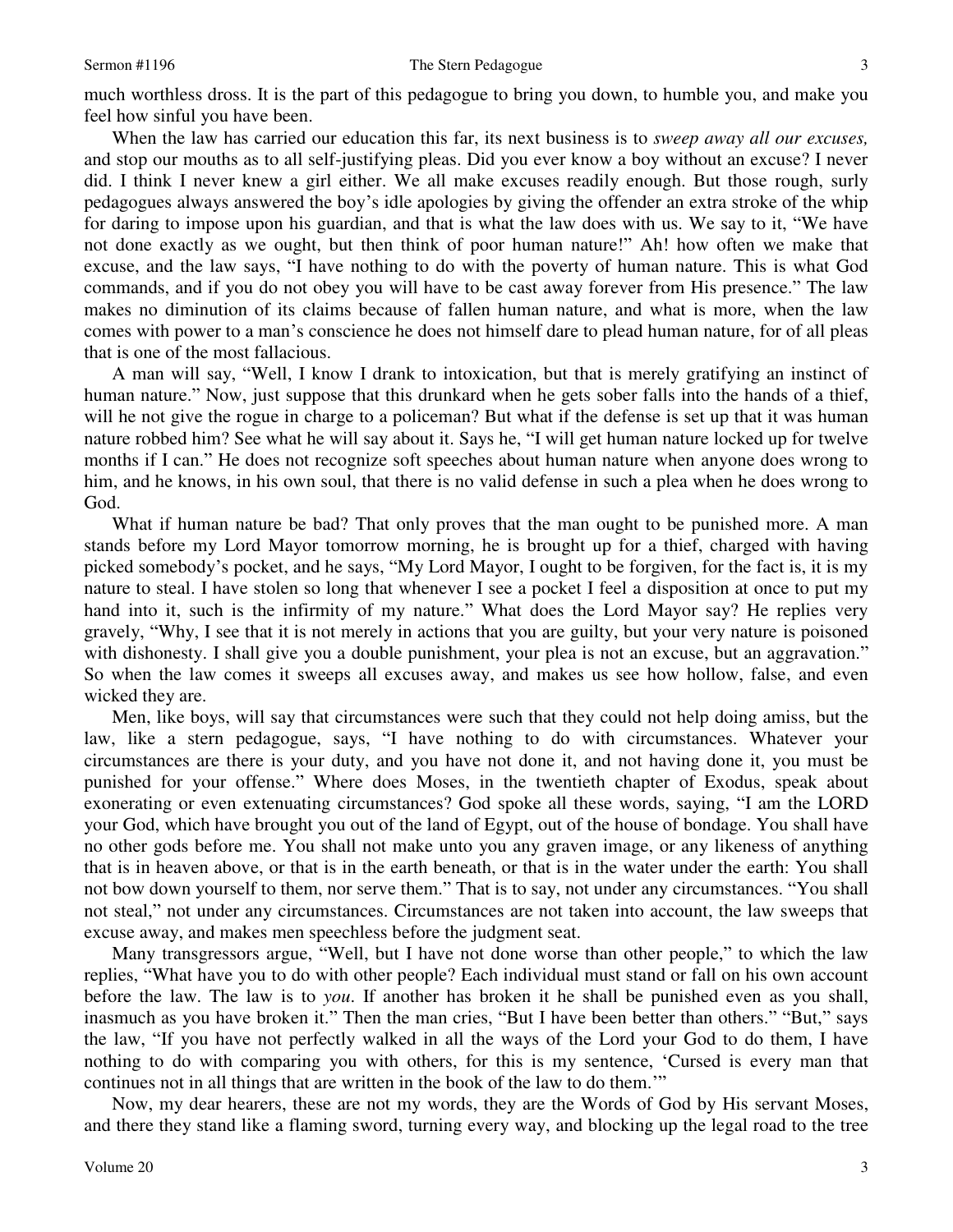much worthless dross. It is the part of this pedagogue to bring you down, to humble you, and make you feel how sinful you have been.

When the law has carried our education this far, its next business is to *sweep away all our excuses,* and stop our mouths as to all self-justifying pleas. Did you ever know a boy without an excuse? I never did. I think I never knew a girl either. We all make excuses readily enough. But those rough, surly pedagogues always answered the boy's idle apologies by giving the offender an extra stroke of the whip for daring to impose upon his guardian, and that is what the law does with us. We say to it, "We have not done exactly as we ought, but then think of poor human nature!" Ah! how often we make that excuse, and the law says, "I have nothing to do with the poverty of human nature. This is what God commands, and if you do not obey you will have to be cast away forever from His presence." The law makes no diminution of its claims because of fallen human nature, and what is more, when the law comes with power to a man's conscience he does not himself dare to plead human nature, for of all pleas that is one of the most fallacious.

A man will say, "Well, I know I drank to intoxication, but that is merely gratifying an instinct of human nature." Now, just suppose that this drunkard when he gets sober falls into the hands of a thief, will he not give the rogue in charge to a policeman? But what if the defense is set up that it was human nature robbed him? See what he will say about it. Says he, "I will get human nature locked up for twelve months if I can." He does not recognize soft speeches about human nature when anyone does wrong to him, and he knows, in his own soul, that there is no valid defense in such a plea when he does wrong to God.

What if human nature be bad? That only proves that the man ought to be punished more. A man stands before my Lord Mayor tomorrow morning, he is brought up for a thief, charged with having picked somebody's pocket, and he says, "My Lord Mayor, I ought to be forgiven, for the fact is, it is my nature to steal. I have stolen so long that whenever I see a pocket I feel a disposition at once to put my hand into it, such is the infirmity of my nature." What does the Lord Mayor say? He replies very gravely, "Why, I see that it is not merely in actions that you are guilty, but your very nature is poisoned with dishonesty. I shall give you a double punishment, your plea is not an excuse, but an aggravation." So when the law comes it sweeps all excuses away, and makes us see how hollow, false, and even wicked they are.

Men, like boys, will say that circumstances were such that they could not help doing amiss, but the law, like a stern pedagogue, says, "I have nothing to do with circumstances. Whatever your circumstances are there is your duty, and you have not done it, and not having done it, you must be punished for your offense." Where does Moses, in the twentieth chapter of Exodus, speak about exonerating or even extenuating circumstances? God spoke all these words, saying, "I am the LORD your God, which have brought you out of the land of Egypt, out of the house of bondage. You shall have no other gods before me. You shall not make unto you any graven image, or any likeness of anything that is in heaven above, or that is in the earth beneath, or that is in the water under the earth: You shall not bow down yourself to them, nor serve them." That is to say, not under any circumstances. "You shall not steal," not under any circumstances. Circumstances are not taken into account, the law sweeps that excuse away, and makes men speechless before the judgment seat.

Many transgressors argue, "Well, but I have not done worse than other people," to which the law replies, "What have you to do with other people? Each individual must stand or fall on his own account before the law. The law is to *you*. If another has broken it he shall be punished even as you shall, inasmuch as you have broken it." Then the man cries, "But I have been better than others." "But," says the law, "If you have not perfectly walked in all the ways of the Lord your God to do them, I have nothing to do with comparing you with others, for this is my sentence, 'Cursed is every man that continues not in all things that are written in the book of the law to do them.'"

Now, my dear hearers, these are not my words, they are the Words of God by His servant Moses, and there they stand like a flaming sword, turning every way, and blocking up the legal road to the tree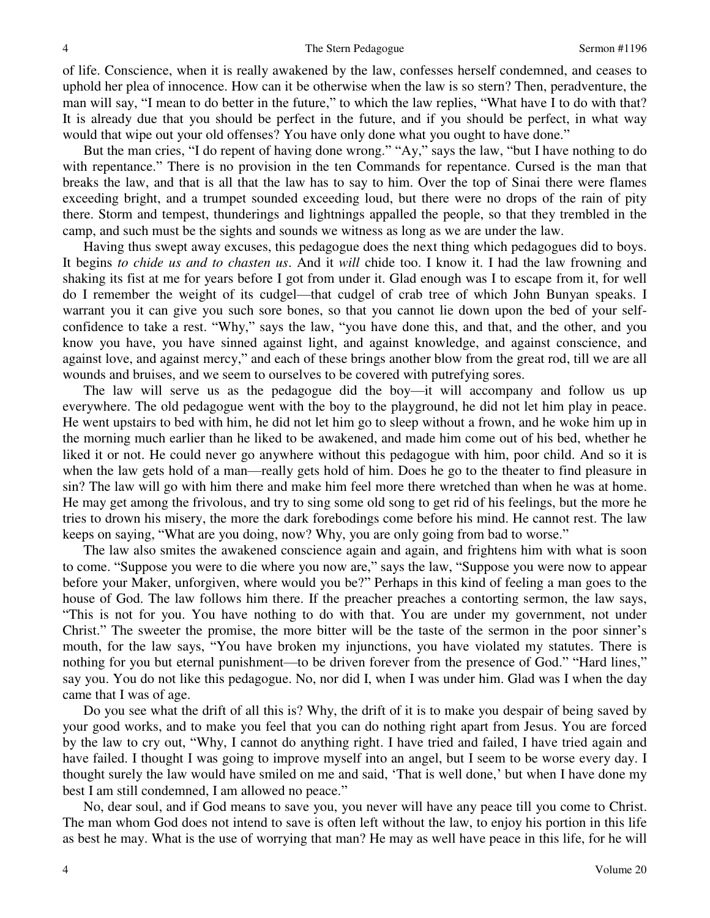of life. Conscience, when it is really awakened by the law, confesses herself condemned, and ceases to uphold her plea of innocence. How can it be otherwise when the law is so stern? Then, peradventure, the man will say, "I mean to do better in the future," to which the law replies, "What have I to do with that? It is already due that you should be perfect in the future, and if you should be perfect, in what way would that wipe out your old offenses? You have only done what you ought to have done."

But the man cries, "I do repent of having done wrong." "Ay," says the law, "but I have nothing to do with repentance." There is no provision in the ten Commands for repentance. Cursed is the man that breaks the law, and that is all that the law has to say to him. Over the top of Sinai there were flames exceeding bright, and a trumpet sounded exceeding loud, but there were no drops of the rain of pity there. Storm and tempest, thunderings and lightnings appalled the people, so that they trembled in the camp, and such must be the sights and sounds we witness as long as we are under the law.

Having thus swept away excuses, this pedagogue does the next thing which pedagogues did to boys. It begins *to chide us and to chasten us*. And it *will* chide too. I know it. I had the law frowning and shaking its fist at me for years before I got from under it. Glad enough was I to escape from it, for well do I remember the weight of its cudgel—that cudgel of crab tree of which John Bunyan speaks. I warrant you it can give you such sore bones, so that you cannot lie down upon the bed of your self-confidence to take a rest. "Why," says the law, "you have done this, and that, and the other, and you know you have, you have sinned against light, and against knowledge, and against conscience, and against love, and against mercy," and each of these brings another blow from the great rod, till we are all wounds and bruises, and we seem to ourselves to be covered with putrefying sores.

The law will serve us as the pedagogue did the boy—it will accompany and follow us up everywhere. The old pedagogue went with the boy to the playground, he did not let him play in peace. He went upstairs to bed with him, he did not let him go to sleep without a frown, and he woke him up in the morning much earlier than he liked to be awakened, and made him come out of his bed, whether he liked it or not. He could never go anywhere without this pedagogue with him, poor child. And so it is when the law gets hold of a man—really gets hold of him. Does he go to the theater to find pleasure in sin? The law will go with him there and make him feel more there wretched than when he was at home. He may get among the frivolous, and try to sing some old song to get rid of his feelings, but the more he tries to drown his misery, the more the dark forebodings come before his mind. He cannot rest. The law keeps on saying, "What are you doing, now? Why, you are only going from bad to worse."

The law also smites the awakened conscience again and again, and frightens him with what is soon to come. "Suppose you were to die where you now are," says the law, "Suppose you were now to appear before your Maker, unforgiven, where would you be?" Perhaps in this kind of feeling a man goes to the house of God. The law follows him there. If the preacher preaches a contorting sermon, the law says, "This is not for you. You have nothing to do with that. You are under my government, not under Christ." The sweeter the promise, the more bitter will be the taste of the sermon in the poor sinner's mouth, for the law says, "You have broken my injunctions, you have violated my statutes. There is nothing for you but eternal punishment—to be driven forever from the presence of God." "Hard lines," say you. You do not like this pedagogue. No, nor did I, when I was under him. Glad was I when the day came that I was of age.

Do you see what the drift of all this is? Why, the drift of it is to make you despair of being saved by your good works, and to make you feel that you can do nothing right apart from Jesus. You are forced by the law to cry out, "Why, I cannot do anything right. I have tried and failed, I have tried again and have failed. I thought I was going to improve myself into an angel, but I seem to be worse every day. I thought surely the law would have smiled on me and said, 'That is well done,' but when I have done my best I am still condemned, I am allowed no peace."

No, dear soul, and if God means to save you, you never will have any peace till you come to Christ. The man whom God does not intend to save is often left without the law, to enjoy his portion in this life as best he may. What is the use of worrying that man? He may as well have peace in this life, for he will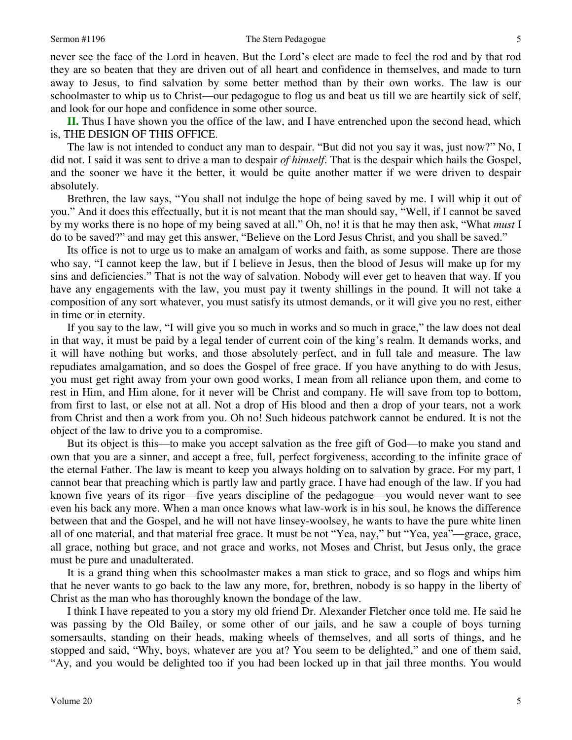never see the face of the Lord in heaven. But the Lord's elect are made to feel the rod and by that rod they are so beaten that they are driven out of all heart and confidence in themselves, and made to turn away to Jesus, to find salvation by some better method than by their own works. The law is our schoolmaster to whip us to Christ—our pedagogue to flog us and beat us till we are heartily sick of self, and look for our hope and confidence in some other source.

**II.** Thus I have shown you the office of the law, and I have entrenched upon the second head, which is, THE DESIGN OF THIS OFFICE.

The law is not intended to conduct any man to despair. "But did not you say it was, just now?" No, I did not. I said it was sent to drive a man to despair *of himself*. That is the despair which hails the Gospel, and the sooner we have it the better, it would be quite another matter if we were driven to despair absolutely.

Brethren, the law says, "You shall not indulge the hope of being saved by me. I will whip it out of you." And it does this effectually, but it is not meant that the man should say, "Well, if I cannot be saved by my works there is no hope of my being saved at all." Oh, no! it is that he may then ask, "What *must* I do to be saved?" and may get this answer, "Believe on the Lord Jesus Christ, and you shall be saved."

Its office is not to urge us to make an amalgam of works and faith, as some suppose. There are those who say, "I cannot keep the law, but if I believe in Jesus, then the blood of Jesus will make up for my sins and deficiencies." That is not the way of salvation. Nobody will ever get to heaven that way. If you have any engagements with the law, you must pay it twenty shillings in the pound. It will not take a composition of any sort whatever, you must satisfy its utmost demands, or it will give you no rest, either in time or in eternity.

If you say to the law, "I will give you so much in works and so much in grace," the law does not deal in that way, it must be paid by a legal tender of current coin of the king's realm. It demands works, and it will have nothing but works, and those absolutely perfect, and in full tale and measure. The law repudiates amalgamation, and so does the Gospel of free grace. If you have anything to do with Jesus, you must get right away from your own good works, I mean from all reliance upon them, and come to rest in Him, and Him alone, for it never will be Christ and company. He will save from top to bottom, from first to last, or else not at all. Not a drop of His blood and then a drop of your tears, not a work from Christ and then a work from you. Oh no! Such hideous patchwork cannot be endured. It is not the object of the law to drive you to a compromise.

But its object is this—to make you accept salvation as the free gift of God—to make you stand and own that you are a sinner, and accept a free, full, perfect forgiveness, according to the infinite grace of the eternal Father. The law is meant to keep you always holding on to salvation by grace. For my part, I cannot bear that preaching which is partly law and partly grace. I have had enough of the law. If you had known five years of its rigor—five years discipline of the pedagogue—you would never want to see even his back any more. When a man once knows what law-work is in his soul, he knows the difference between that and the Gospel, and he will not have linsey-woolsey, he wants to have the pure white linen all of one material, and that material free grace. It must be not "Yea, nay," but "Yea, yea"—grace, grace, all grace, nothing but grace, and not grace and works, not Moses and Christ, but Jesus only, the grace must be pure and unadulterated.

It is a grand thing when this schoolmaster makes a man stick to grace, and so flogs and whips him that he never wants to go back to the law any more, for, brethren, nobody is so happy in the liberty of Christ as the man who has thoroughly known the bondage of the law.

I think I have repeated to you a story my old friend Dr. Alexander Fletcher once told me. He said he was passing by the Old Bailey, or some other of our jails, and he saw a couple of boys turning somersaults, standing on their heads, making wheels of themselves, and all sorts of things, and he stopped and said, "Why, boys, whatever are you at? You seem to be delighted," and one of them said, "Ay, and you would be delighted too if you had been locked up in that jail three months. You would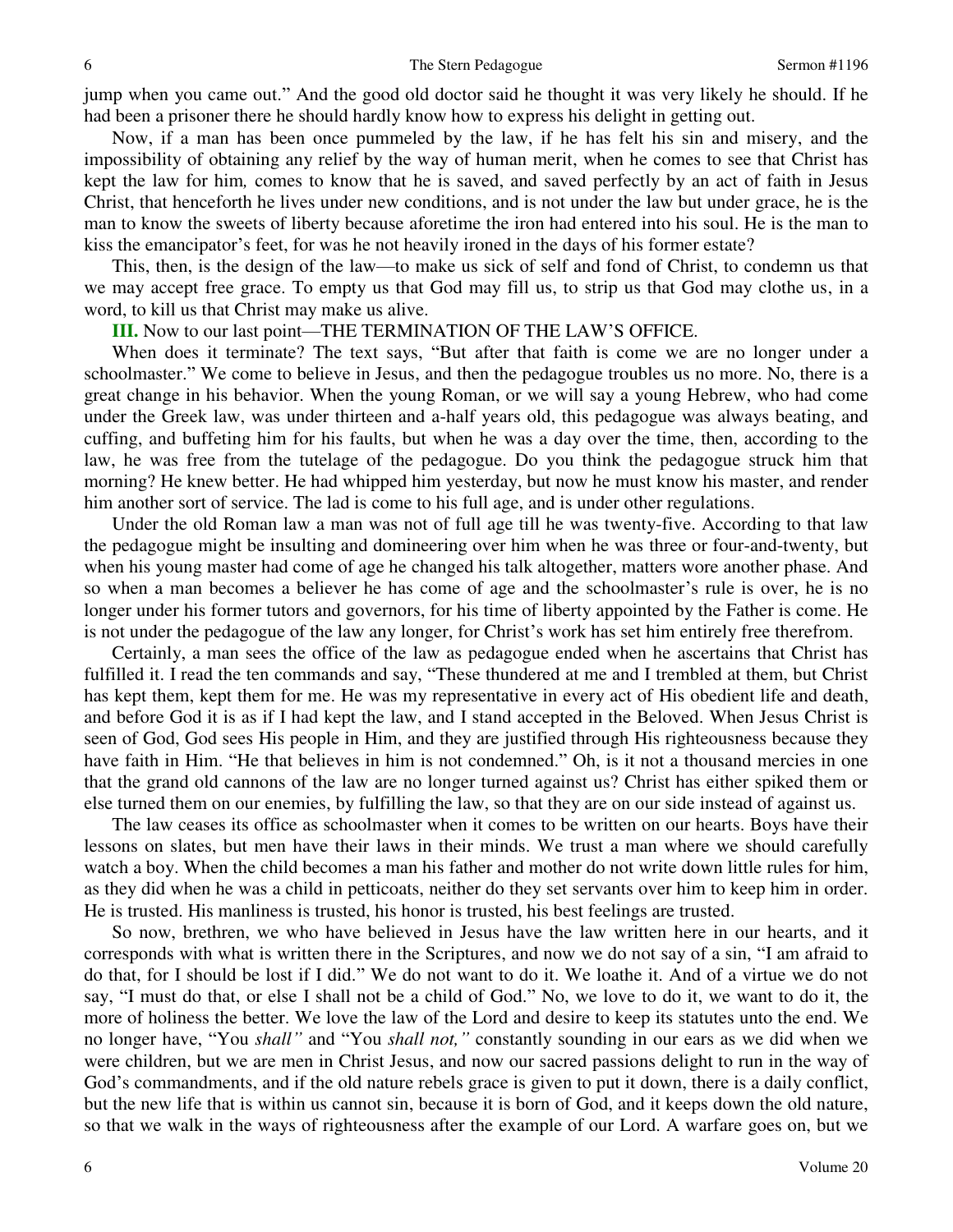jump when you came out." And the good old doctor said he thought it was very likely he should. If he had been a prisoner there he should hardly know how to express his delight in getting out.

Now, if a man has been once pummeled by the law, if he has felt his sin and misery, and the impossibility of obtaining any relief by the way of human merit, when he comes to see that Christ has kept the law for him*,* comes to know that he is saved, and saved perfectly by an act of faith in Jesus Christ, that henceforth he lives under new conditions, and is not under the law but under grace, he is the man to know the sweets of liberty because aforetime the iron had entered into his soul. He is the man to kiss the emancipator's feet, for was he not heavily ironed in the days of his former estate?

This, then, is the design of the law—to make us sick of self and fond of Christ, to condemn us that we may accept free grace. To empty us that God may fill us, to strip us that God may clothe us, in a word, to kill us that Christ may make us alive.

**III.** Now to our last point—THE TERMINATION OF THE LAW'S OFFICE.

When does it terminate? The text says, "But after that faith is come we are no longer under a schoolmaster." We come to believe in Jesus, and then the pedagogue troubles us no more. No, there is a great change in his behavior. When the young Roman, or we will say a young Hebrew, who had come under the Greek law, was under thirteen and a-half years old, this pedagogue was always beating, and cuffing, and buffeting him for his faults, but when he was a day over the time, then, according to the law, he was free from the tutelage of the pedagogue. Do you think the pedagogue struck him that morning? He knew better. He had whipped him yesterday, but now he must know his master, and render him another sort of service. The lad is come to his full age, and is under other regulations.

Under the old Roman law a man was not of full age till he was twenty-five. According to that law the pedagogue might be insulting and domineering over him when he was three or four-and-twenty, but when his young master had come of age he changed his talk altogether, matters wore another phase. And so when a man becomes a believer he has come of age and the schoolmaster's rule is over, he is no longer under his former tutors and governors, for his time of liberty appointed by the Father is come. He is not under the pedagogue of the law any longer, for Christ's work has set him entirely free therefrom.

Certainly, a man sees the office of the law as pedagogue ended when he ascertains that Christ has fulfilled it. I read the ten commands and say, "These thundered at me and I trembled at them, but Christ has kept them, kept them for me. He was my representative in every act of His obedient life and death, and before God it is as if I had kept the law, and I stand accepted in the Beloved. When Jesus Christ is seen of God, God sees His people in Him, and they are justified through His righteousness because they have faith in Him. "He that believes in him is not condemned." Oh, is it not a thousand mercies in one that the grand old cannons of the law are no longer turned against us? Christ has either spiked them or else turned them on our enemies, by fulfilling the law, so that they are on our side instead of against us.

The law ceases its office as schoolmaster when it comes to be written on our hearts. Boys have their lessons on slates, but men have their laws in their minds. We trust a man where we should carefully watch a boy. When the child becomes a man his father and mother do not write down little rules for him, as they did when he was a child in petticoats, neither do they set servants over him to keep him in order. He is trusted. His manliness is trusted, his honor is trusted, his best feelings are trusted.

So now, brethren, we who have believed in Jesus have the law written here in our hearts, and it corresponds with what is written there in the Scriptures, and now we do not say of a sin, "I am afraid to do that, for I should be lost if I did." We do not want to do it. We loathe it. And of a virtue we do not say, "I must do that, or else I shall not be a child of God." No, we love to do it, we want to do it, the more of holiness the better. We love the law of the Lord and desire to keep its statutes unto the end. We no longer have, "You *shall"* and "You *shall not,"* constantly sounding in our ears as we did when we were children, but we are men in Christ Jesus, and now our sacred passions delight to run in the way of God's commandments, and if the old nature rebels grace is given to put it down, there is a daily conflict, but the new life that is within us cannot sin, because it is born of God, and it keeps down the old nature, so that we walk in the ways of righteousness after the example of our Lord. A warfare goes on, but we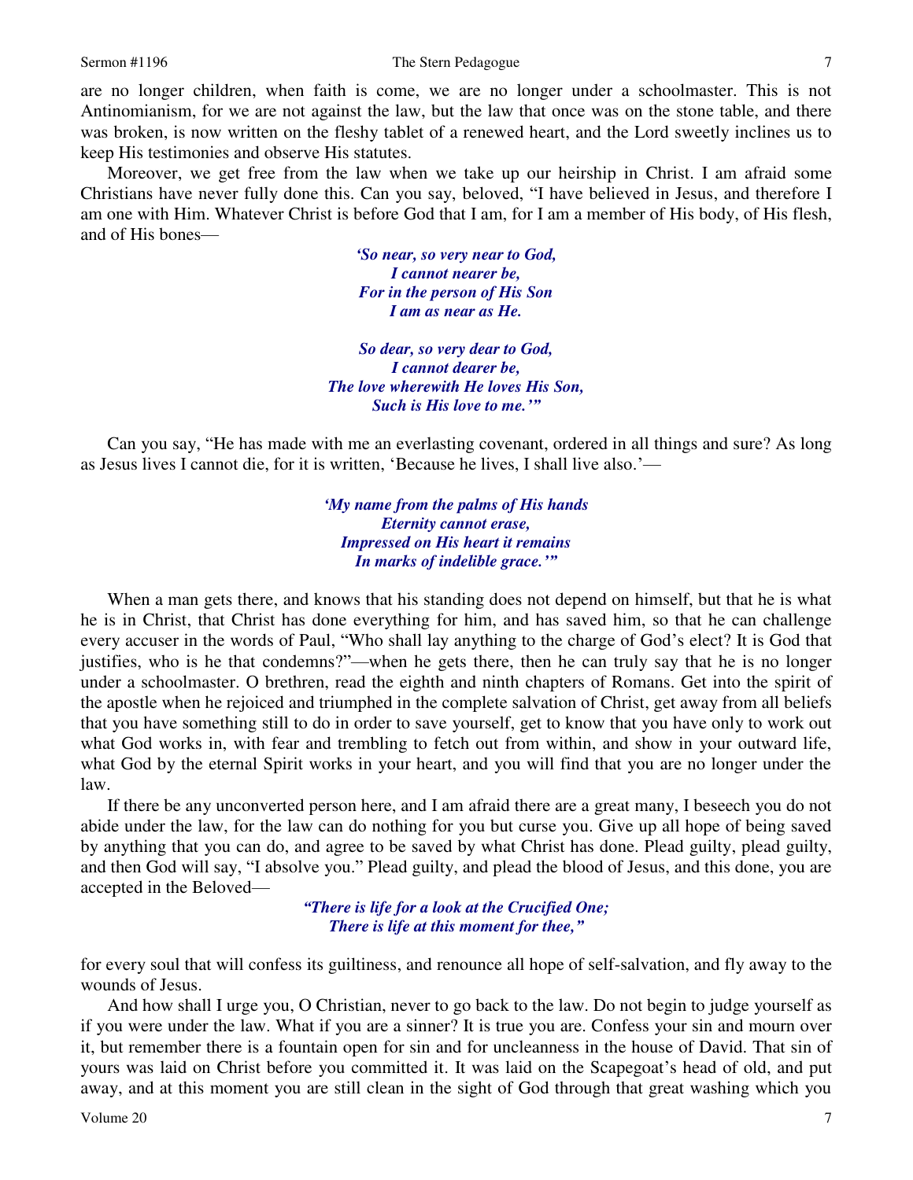are no longer children, when faith is come, we are no longer under a schoolmaster. This is not Antinomianism, for we are not against the law, but the law that once was on the stone table, and there was broken, is now written on the fleshy tablet of a renewed heart, and the Lord sweetly inclines us to keep His testimonies and observe His statutes.

Moreover, we get free from the law when we take up our heirship in Christ. I am afraid some Christians have never fully done this. Can you say, beloved, "I have believed in Jesus, and therefore I am one with Him. Whatever Christ is before God that I am, for I am a member of His body, of His flesh, and of His bones—

> *'So near, so very near to God,*
> *I cannot nearer be,*
> *For in the person of His Son*
> *I am as near as He.*
>
> *So dear, so very dear to God,*
> *I cannot dearer be,*
> *The love wherewith He loves His Son,*
> *Such is His love to me.'"*

Can you say, "He has made with me an everlasting covenant, ordered in all things and sure? As long as Jesus lives I cannot die, for it is written, 'Because he lives, I shall live also.'—

> *'My name from the palms of His hands*
> *Eternity cannot erase,*
> *Impressed on His heart it remains*
> *In marks of indelible grace.'"*

When a man gets there, and knows that his standing does not depend on himself, but that he is what he is in Christ, that Christ has done everything for him, and has saved him, so that he can challenge every accuser in the words of Paul, "Who shall lay anything to the charge of God's elect? It is God that justifies, who is he that condemns?"—when he gets there, then he can truly say that he is no longer under a schoolmaster. O brethren, read the eighth and ninth chapters of Romans. Get into the spirit of the apostle when he rejoiced and triumphed in the complete salvation of Christ, get away from all beliefs that you have something still to do in order to save yourself, get to know that you have only to work out what God works in, with fear and trembling to fetch out from within, and show in your outward life, what God by the eternal Spirit works in your heart, and you will find that you are no longer under the law.

If there be any unconverted person here, and I am afraid there are a great many, I beseech you do not abide under the law, for the law can do nothing for you but curse you. Give up all hope of being saved by anything that you can do, and agree to be saved by what Christ has done. Plead guilty, plead guilty, and then God will say, "I absolve you." Plead guilty, and plead the blood of Jesus, and this done, you are accepted in the Beloved—

> *"There is life for a look at the Crucified One;*
> *There is life at this moment for thee,"*

for every soul that will confess its guiltiness, and renounce all hope of self-salvation, and fly away to the wounds of Jesus.

And how shall I urge you, O Christian, never to go back to the law. Do not begin to judge yourself as if you were under the law. What if you are a sinner? It is true you are. Confess your sin and mourn over it, but remember there is a fountain open for sin and for uncleanness in the house of David. That sin of yours was laid on Christ before you committed it. It was laid on the Scapegoat's head of old, and put away, and at this moment you are still clean in the sight of God through that great washing which you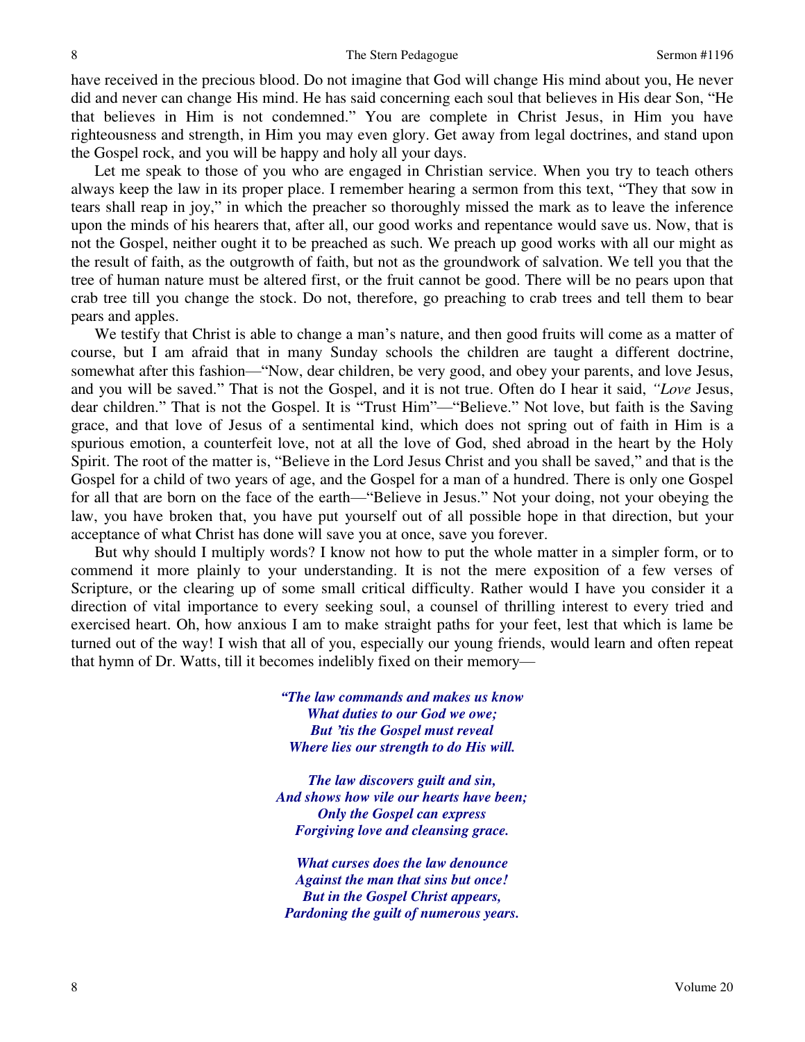have received in the precious blood. Do not imagine that God will change His mind about you, He never did and never can change His mind. He has said concerning each soul that believes in His dear Son, "He that believes in Him is not condemned." You are complete in Christ Jesus, in Him you have righteousness and strength, in Him you may even glory. Get away from legal doctrines, and stand upon the Gospel rock, and you will be happy and holy all your days.

Let me speak to those of you who are engaged in Christian service. When you try to teach others always keep the law in its proper place. I remember hearing a sermon from this text, "They that sow in tears shall reap in joy," in which the preacher so thoroughly missed the mark as to leave the inference upon the minds of his hearers that, after all, our good works and repentance would save us. Now, that is not the Gospel, neither ought it to be preached as such. We preach up good works with all our might as the result of faith, as the outgrowth of faith, but not as the groundwork of salvation. We tell you that the tree of human nature must be altered first, or the fruit cannot be good. There will be no pears upon that crab tree till you change the stock. Do not, therefore, go preaching to crab trees and tell them to bear pears and apples.

We testify that Christ is able to change a man's nature, and then good fruits will come as a matter of course, but I am afraid that in many Sunday schools the children are taught a different doctrine, somewhat after this fashion—"Now, dear children, be very good, and obey your parents, and love Jesus, and you will be saved." That is not the Gospel, and it is not true. Often do I hear it said, *"Love* Jesus, dear children." That is not the Gospel. It is "Trust Him"—"Believe." Not love, but faith is the Saving grace, and that love of Jesus of a sentimental kind, which does not spring out of faith in Him is a spurious emotion, a counterfeit love, not at all the love of God, shed abroad in the heart by the Holy Spirit. The root of the matter is, "Believe in the Lord Jesus Christ and you shall be saved," and that is the Gospel for a child of two years of age, and the Gospel for a man of a hundred. There is only one Gospel for all that are born on the face of the earth—"Believe in Jesus." Not your doing, not your obeying the law, you have broken that, you have put yourself out of all possible hope in that direction, but your acceptance of what Christ has done will save you at once, save you forever.

But why should I multiply words? I know not how to put the whole matter in a simpler form, or to commend it more plainly to your understanding. It is not the mere exposition of a few verses of Scripture, or the clearing up of some small critical difficulty. Rather would I have you consider it a direction of vital importance to every seeking soul, a counsel of thrilling interest to every tried and exercised heart. Oh, how anxious I am to make straight paths for your feet, lest that which is lame be turned out of the way! I wish that all of you, especially our young friends, would learn and often repeat that hymn of Dr. Watts, till it becomes indelibly fixed on their memory—

***"The law commands and makes us know***
***What duties to our God we owe;***
***But 'tis the Gospel must reveal***
***Where lies our strength to do His will.***

***The law discovers guilt and sin,***
***And shows how vile our hearts have been;***
***Only the Gospel can express***
***Forgiving love and cleansing grace.***

***What curses does the law denounce***
***Against the man that sins but once!***
***But in the Gospel Christ appears,***
***Pardoning the guilt of numerous years.***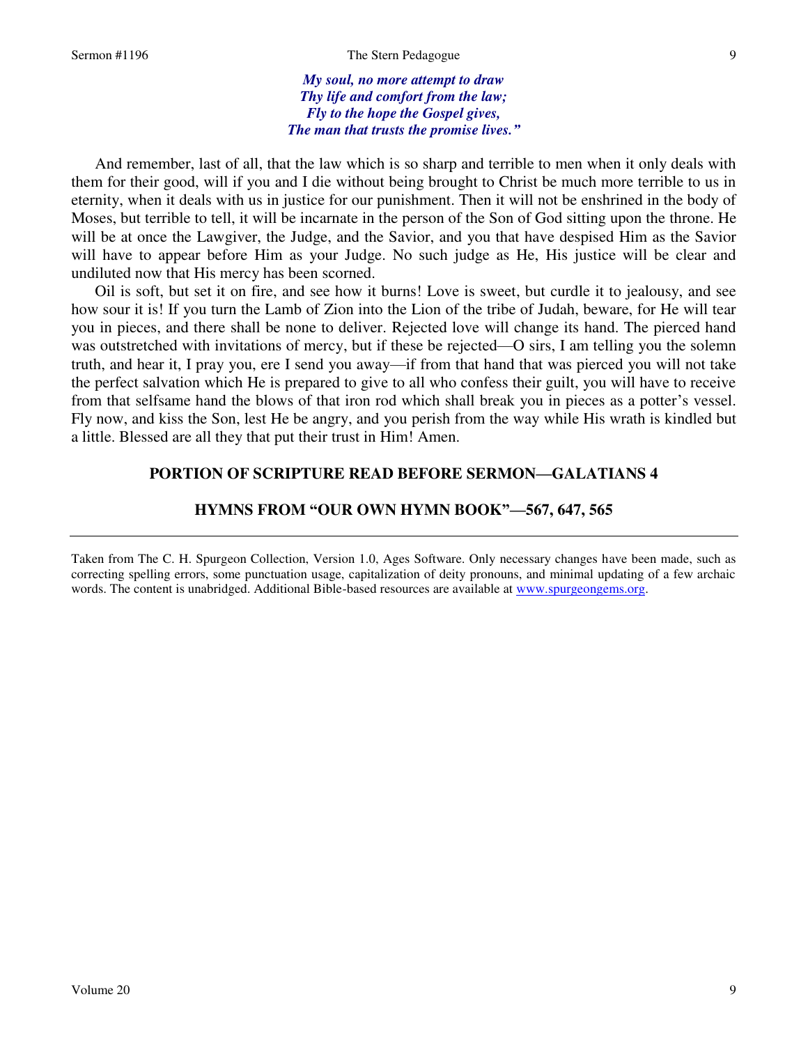*My soul, no more attempt to draw*
*Thy life and comfort from the law;*
*Fly to the hope the Gospel gives,*
*The man that trusts the promise lives."*

And remember, last of all, that the law which is so sharp and terrible to men when it only deals with them for their good, will if you and I die without being brought to Christ be much more terrible to us in eternity, when it deals with us in justice for our punishment. Then it will not be enshrined in the body of Moses, but terrible to tell, it will be incarnate in the person of the Son of God sitting upon the throne. He will be at once the Lawgiver, the Judge, and the Savior, and you that have despised Him as the Savior will have to appear before Him as your Judge. No such judge as He, His justice will be clear and undiluted now that His mercy has been scorned.

Oil is soft, but set it on fire, and see how it burns! Love is sweet, but curdle it to jealousy, and see how sour it is! If you turn the Lamb of Zion into the Lion of the tribe of Judah, beware, for He will tear you in pieces, and there shall be none to deliver. Rejected love will change its hand. The pierced hand was outstretched with invitations of mercy, but if these be rejected—O sirs, I am telling you the solemn truth, and hear it, I pray you, ere I send you away—if from that hand that was pierced you will not take the perfect salvation which He is prepared to give to all who confess their guilt, you will have to receive from that selfsame hand the blows of that iron rod which shall break you in pieces as a potter's vessel. Fly now, and kiss the Son, lest He be angry, and you perish from the way while His wrath is kindled but a little. Blessed are all they that put their trust in Him! Amen.

## PORTION OF SCRIPTURE READ BEFORE SERMON—GALATIANS 4

## HYMNS FROM "OUR OWN HYMN BOOK"—567, 647, 565

---

Taken from The C. H. Spurgeon Collection, Version 1.0, Ages Software. Only necessary changes have been made, such as correcting spelling errors, some punctuation usage, capitalization of deity pronouns, and minimal updating of a few archaic words. The content is unabridged. Additional Bible-based resources are available at www.spurgeongems.org.